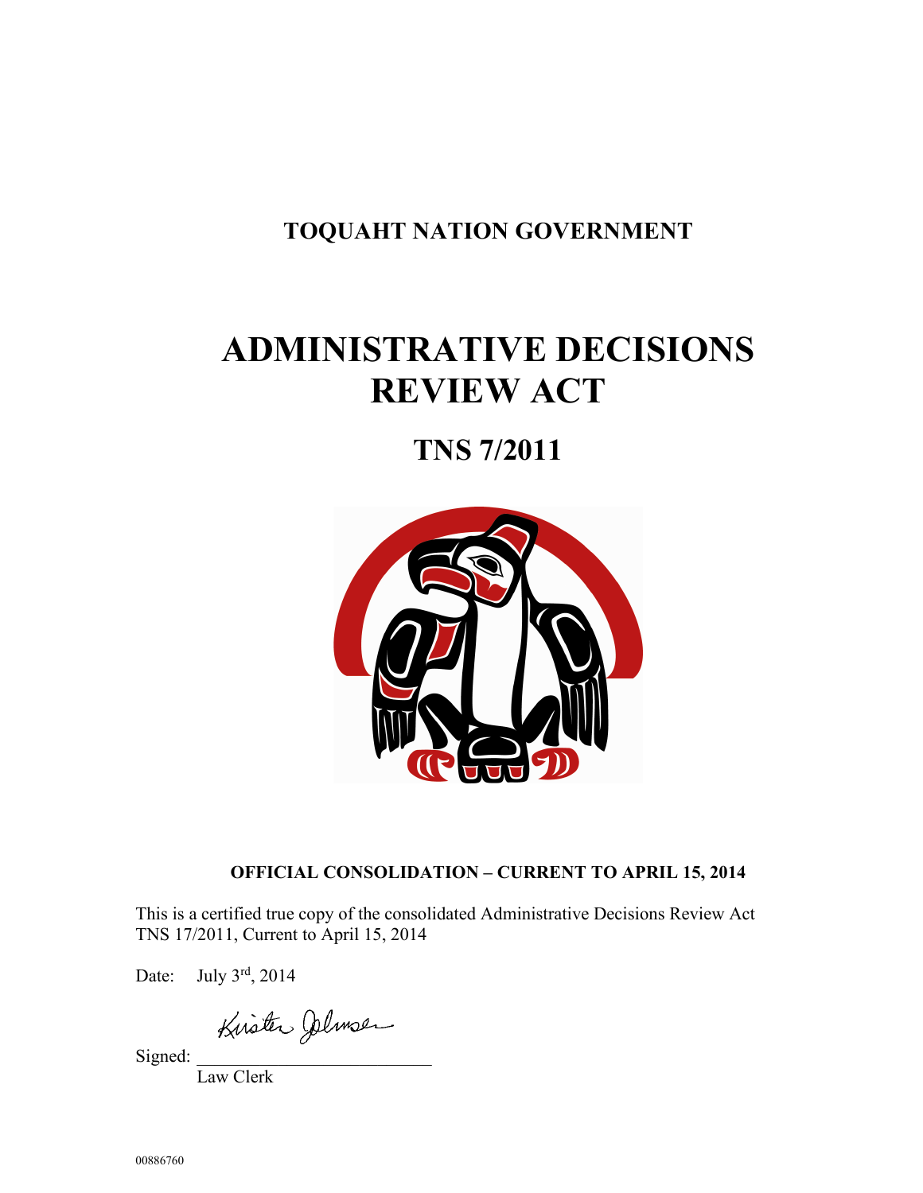# TOQUAHT NATION GOVERNMENT

# ADMINISTRATIVE DECISIONS REVIEW ACT

## TNS 7/2011

**OFFICIAL CONSOLIDATION – CURRENT TO APRIL 15, 2014**

This is a certified true copy of the consolidated Administrative Decisions Review Act TNS 17/2011, Current to April 15, 2014

Date: July 3rd, 2014

Signed: ___________________________
Law Clerk

00886760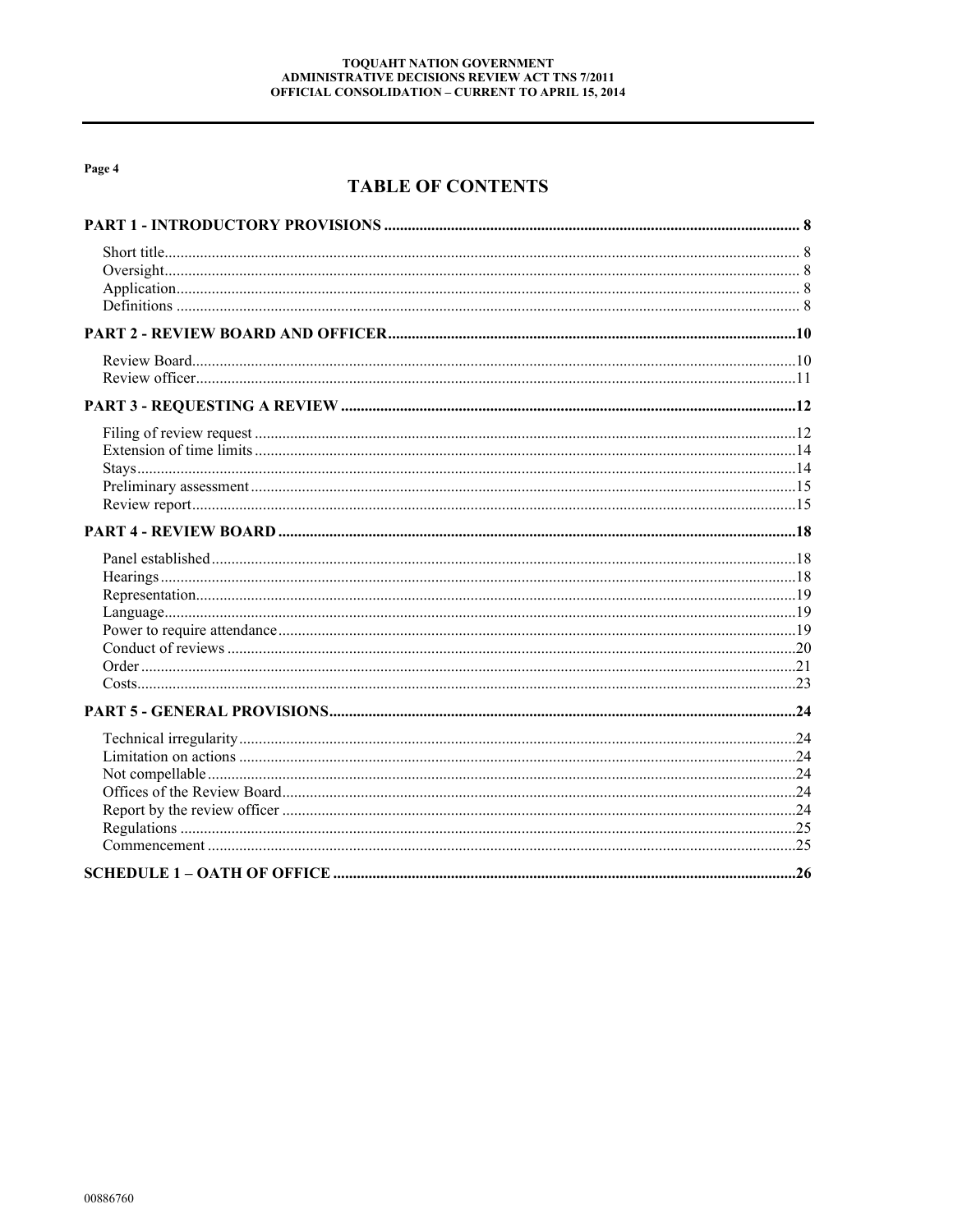# TABLE OF CONTENTS

**PART 1 - INTRODUCTORY PROVISIONS** ..... 8

- Short title ..... 8
- Oversight ..... 8
- Application ..... 8
- Definitions ..... 8

**PART 2 - REVIEW BOARD AND OFFICER** ..... 10

- Review Board ..... 10
- Review officer ..... 11

**PART 3 - REQUESTING A REVIEW** ..... 12

- Filing of review request ..... 12
- Extension of time limits ..... 14
- Stays ..... 14
- Preliminary assessment ..... 15
- Review report ..... 15

**PART 4 - REVIEW BOARD** ..... 18

- Panel established ..... 18
- Hearings ..... 18
- Representation ..... 19
- Language ..... 19
- Power to require attendance ..... 19
- Conduct of reviews ..... 20
- Order ..... 21
- Costs ..... 23

**PART 5 - GENERAL PROVISIONS** ..... 24

- Technical irregularity ..... 24
- Limitation on actions ..... 24
- Not compellable ..... 24
- Offices of the Review Board ..... 24
- Report by the review officer ..... 24
- Regulations ..... 25
- Commencement ..... 25

**SCHEDULE 1 – OATH OF OFFICE** ..... 26

00886760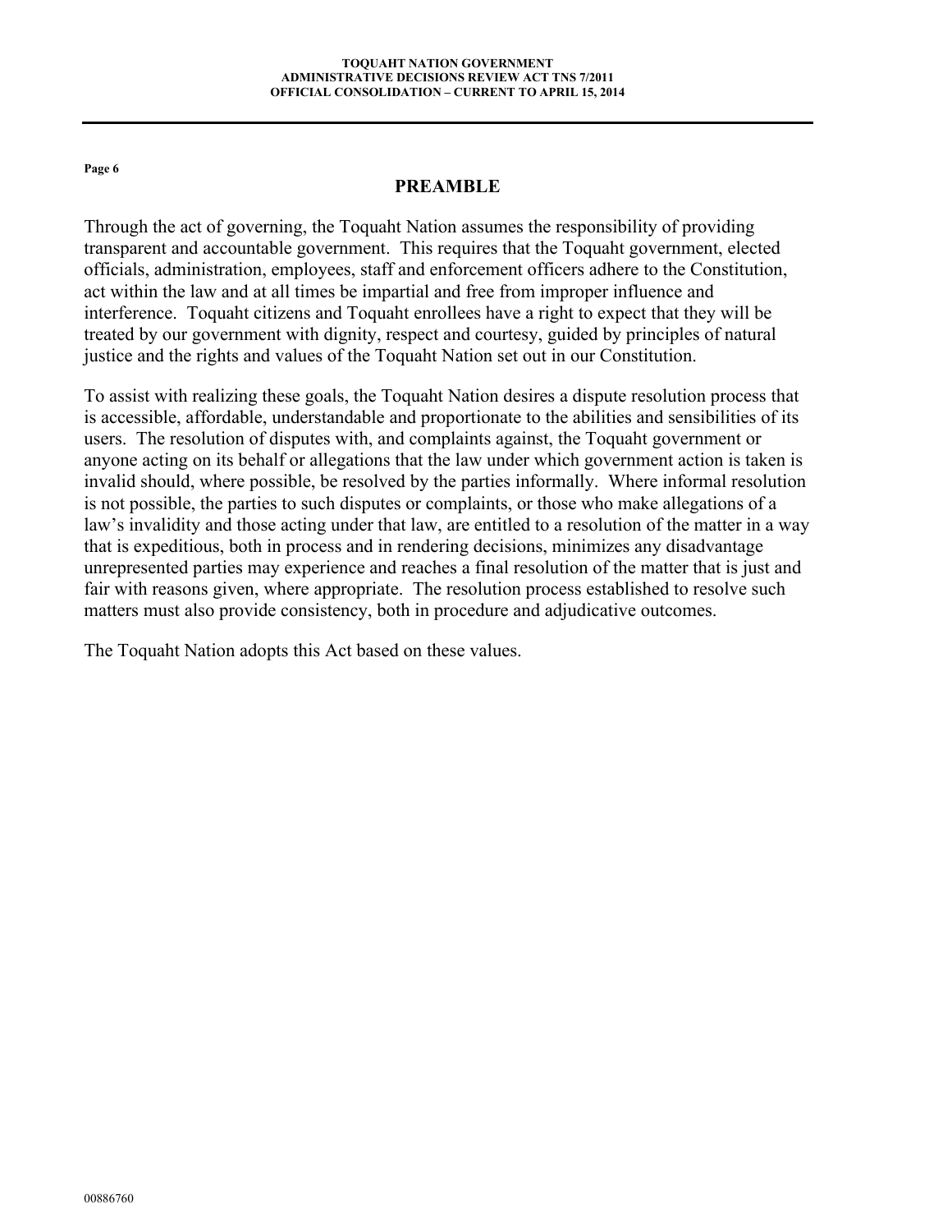# PREAMBLE

Through the act of governing, the Toquaht Nation assumes the responsibility of providing transparent and accountable government. This requires that the Toquaht government, elected officials, administration, employees, staff and enforcement officers adhere to the Constitution, act within the law and at all times be impartial and free from improper influence and interference. Toquaht citizens and Toquaht enrollees have a right to expect that they will be treated by our government with dignity, respect and courtesy, guided by principles of natural justice and the rights and values of the Toquaht Nation set out in our Constitution.

To assist with realizing these goals, the Toquaht Nation desires a dispute resolution process that is accessible, affordable, understandable and proportionate to the abilities and sensibilities of its users. The resolution of disputes with, and complaints against, the Toquaht government or anyone acting on its behalf or allegations that the law under which government action is taken is invalid should, where possible, be resolved by the parties informally. Where informal resolution is not possible, the parties to such disputes or complaints, or those who make allegations of a law's invalidity and those acting under that law, are entitled to a resolution of the matter in a way that is expeditious, both in process and in rendering decisions, minimizes any disadvantage unrepresented parties may experience and reaches a final resolution of the matter that is just and fair with reasons given, where appropriate. The resolution process established to resolve such matters must also provide consistency, both in procedure and adjudicative outcomes.

The Toquaht Nation adopts this Act based on these values.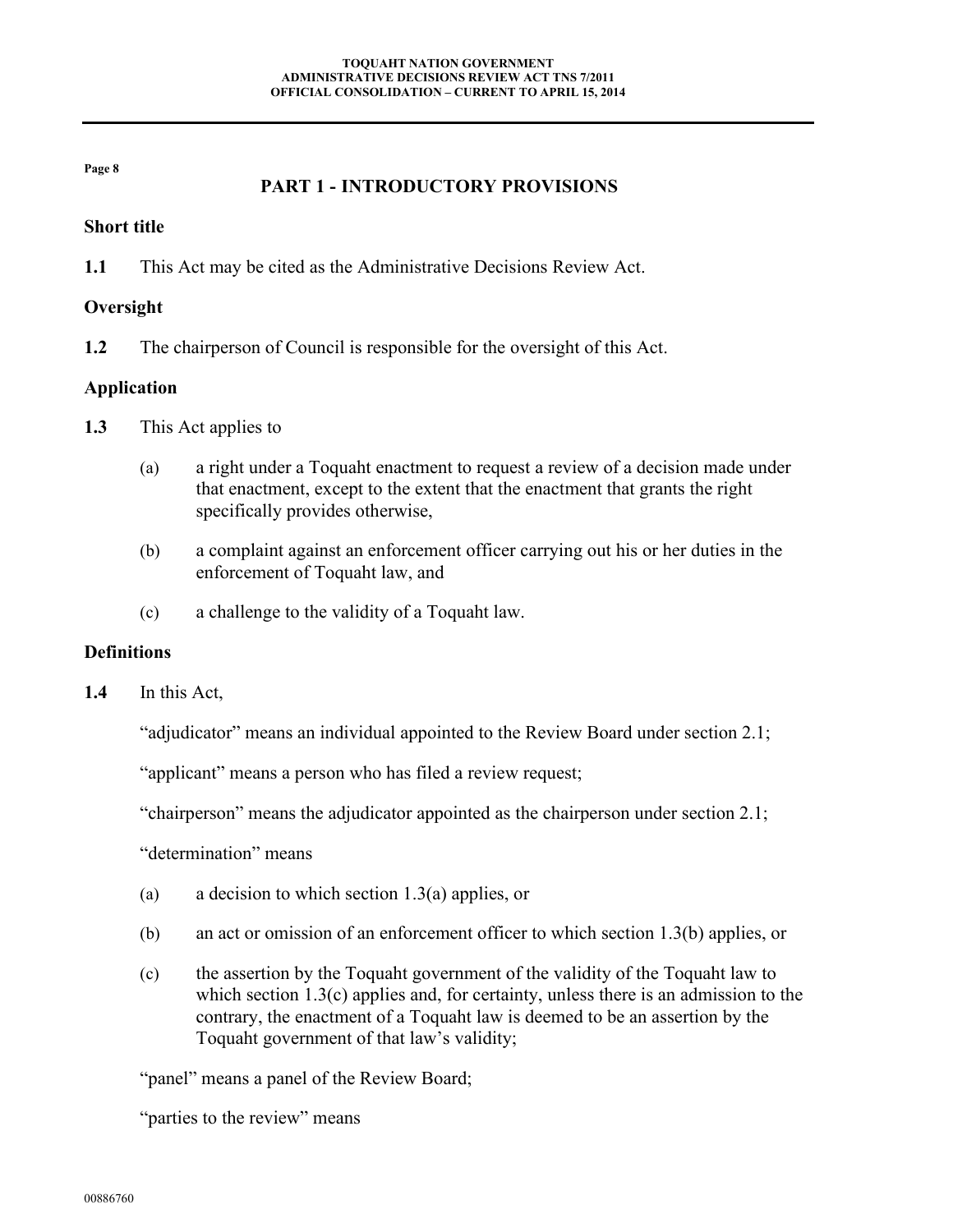## PART 1 - INTRODUCTORY PROVISIONS

### Short title

**1.1** This Act may be cited as the Administrative Decisions Review Act.

### Oversight

**1.2** The chairperson of Council is responsible for the oversight of this Act.

### Application

**1.3** This Act applies to

- (a) a right under a Toquaht enactment to request a review of a decision made under that enactment, except to the extent that the enactment that grants the right specifically provides otherwise,
- (b) a complaint against an enforcement officer carrying out his or her duties in the enforcement of Toquaht law, and
- (c) a challenge to the validity of a Toquaht law.

### Definitions

**1.4** In this Act,

"adjudicator" means an individual appointed to the Review Board under section 2.1;

"applicant" means a person who has filed a review request;

"chairperson" means the adjudicator appointed as the chairperson under section 2.1;

"determination" means

- (a) a decision to which section 1.3(a) applies, or
- (b) an act or omission of an enforcement officer to which section 1.3(b) applies, or
- (c) the assertion by the Toquaht government of the validity of the Toquaht law to which section 1.3(c) applies and, for certainty, unless there is an admission to the contrary, the enactment of a Toquaht law is deemed to be an assertion by the Toquaht government of that law's validity;

"panel" means a panel of the Review Board;

"parties to the review" means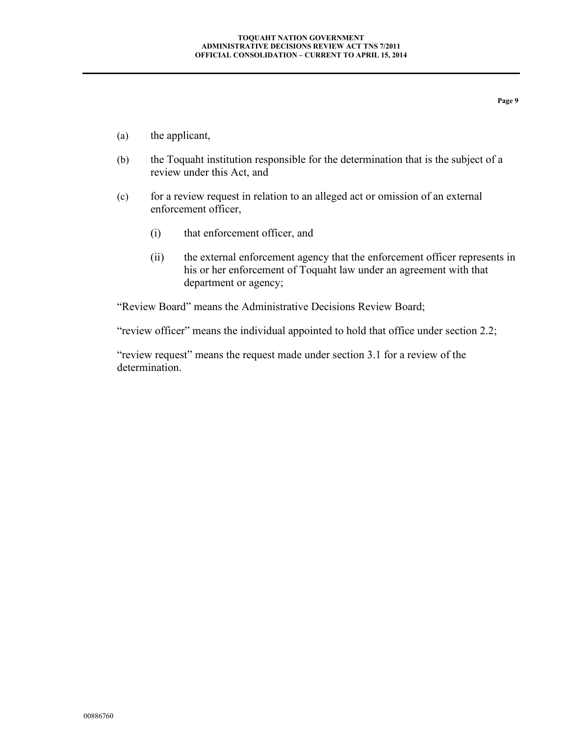(a) the applicant,

(b) the Toquaht institution responsible for the determination that is the subject of a review under this Act, and

(c) for a review request in relation to an alleged act or omission of an external enforcement officer,

  (i) that enforcement officer, and

  (ii) the external enforcement agency that the enforcement officer represents in his or her enforcement of Toquaht law under an agreement with that department or agency;

"Review Board" means the Administrative Decisions Review Board;

"review officer" means the individual appointed to hold that office under section 2.2;

"review request" means the request made under section 3.1 for a review of the determination.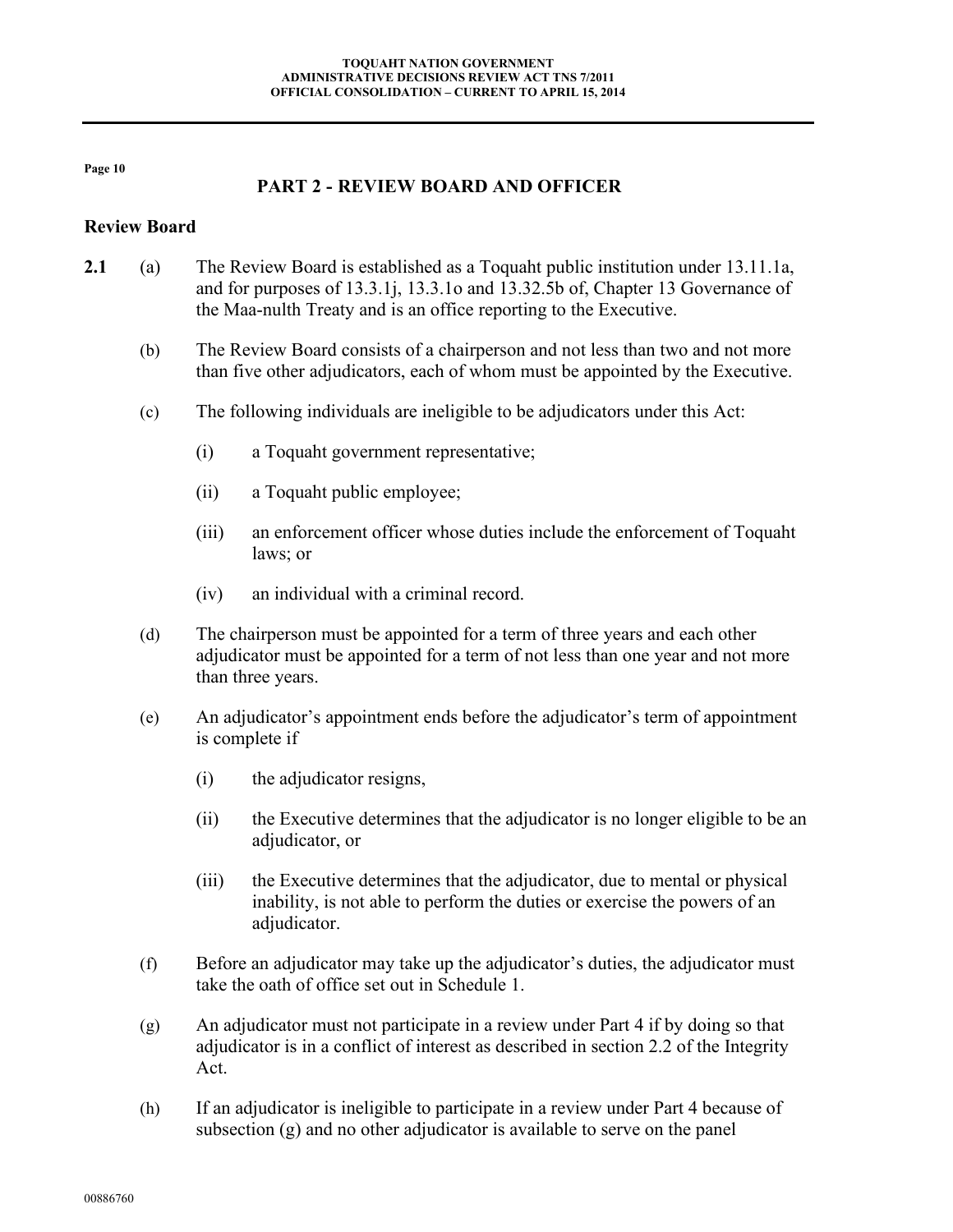## PART 2 - REVIEW BOARD AND OFFICER

### Review Board

**2.1** (a) The Review Board is established as a Toquaht public institution under 13.11.1a, and for purposes of 13.3.1j, 13.3.1o and 13.32.5b of, Chapter 13 Governance of the Maa-nulth Treaty and is an office reporting to the Executive.

(b) The Review Board consists of a chairperson and not less than two and not more than five other adjudicators, each of whom must be appointed by the Executive.

(c) The following individuals are ineligible to be adjudicators under this Act:

(i) a Toquaht government representative;

(ii) a Toquaht public employee;

(iii) an enforcement officer whose duties include the enforcement of Toquaht laws; or

(iv) an individual with a criminal record.

(d) The chairperson must be appointed for a term of three years and each other adjudicator must be appointed for a term of not less than one year and not more than three years.

(e) An adjudicator's appointment ends before the adjudicator's term of appointment is complete if

(i) the adjudicator resigns,

(ii) the Executive determines that the adjudicator is no longer eligible to be an adjudicator, or

(iii) the Executive determines that the adjudicator, due to mental or physical inability, is not able to perform the duties or exercise the powers of an adjudicator.

(f) Before an adjudicator may take up the adjudicator's duties, the adjudicator must take the oath of office set out in Schedule 1.

(g) An adjudicator must not participate in a review under Part 4 if by doing so that adjudicator is in a conflict of interest as described in section 2.2 of the Integrity Act.

(h) If an adjudicator is ineligible to participate in a review under Part 4 because of subsection (g) and no other adjudicator is available to serve on the panel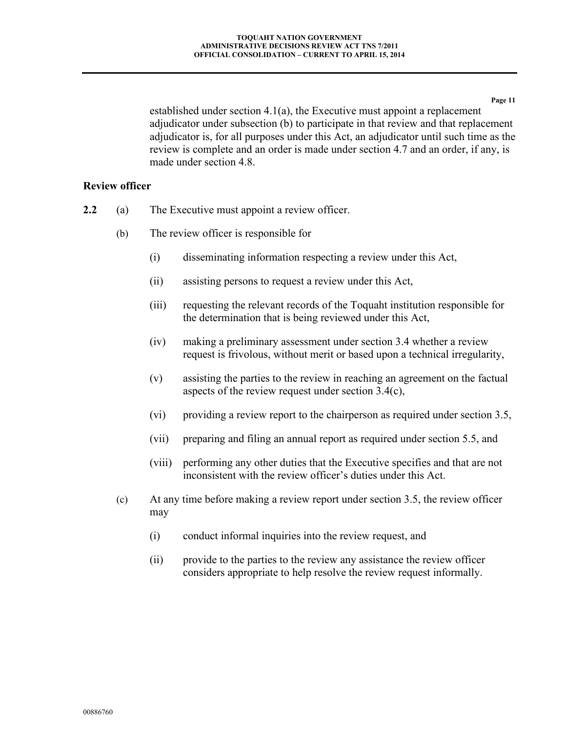established under section 4.1(a), the Executive must appoint a replacement adjudicator under subsection (b) to participate in that review and that replacement adjudicator is, for all purposes under this Act, an adjudicator until such time as the review is complete and an order is made under section 4.7 and an order, if any, is made under section 4.8.

### Review officer

**2.2** (a) The Executive must appoint a review officer.

(b) The review officer is responsible for

(i) disseminating information respecting a review under this Act,

(ii) assisting persons to request a review under this Act,

(iii) requesting the relevant records of the Toquaht institution responsible for the determination that is being reviewed under this Act,

(iv) making a preliminary assessment under section 3.4 whether a review request is frivolous, without merit or based upon a technical irregularity,

(v) assisting the parties to the review in reaching an agreement on the factual aspects of the review request under section 3.4(c),

(vi) providing a review report to the chairperson as required under section 3.5,

(vii) preparing and filing an annual report as required under section 5.5, and

(viii) performing any other duties that the Executive specifies and that are not inconsistent with the review officer's duties under this Act.

(c) At any time before making a review report under section 3.5, the review officer may

(i) conduct informal inquiries into the review request, and

(ii) provide to the parties to the review any assistance the review officer considers appropriate to help resolve the review request informally.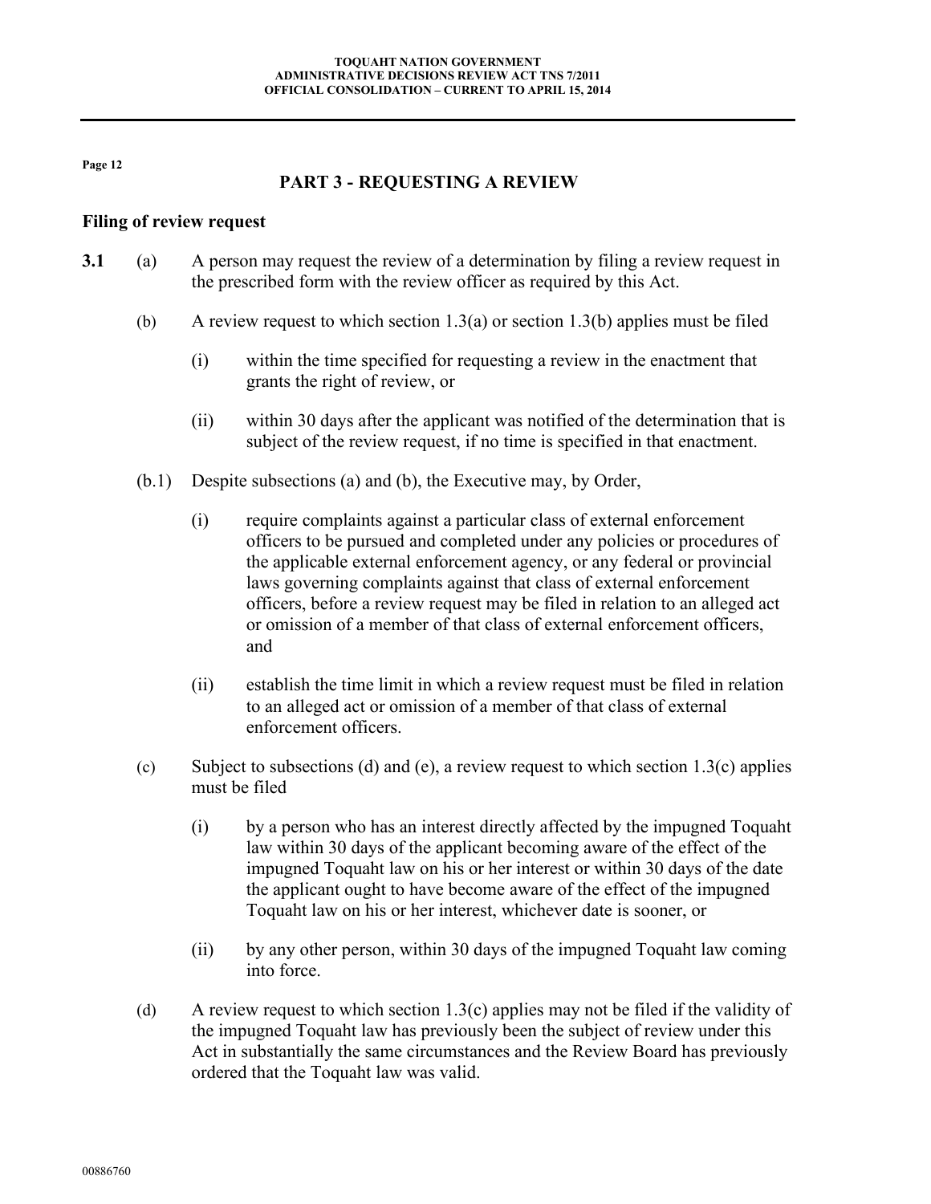## PART 3 - REQUESTING A REVIEW

### Filing of review request

**3.1** (a) A person may request the review of a determination by filing a review request in the prescribed form with the review officer as required by this Act.

(b) A review request to which section 1.3(a) or section 1.3(b) applies must be filed

(i) within the time specified for requesting a review in the enactment that grants the right of review, or

(ii) within 30 days after the applicant was notified of the determination that is subject of the review request, if no time is specified in that enactment.

(b.1) Despite subsections (a) and (b), the Executive may, by Order,

(i) require complaints against a particular class of external enforcement officers to be pursued and completed under any policies or procedures of the applicable external enforcement agency, or any federal or provincial laws governing complaints against that class of external enforcement officers, before a review request may be filed in relation to an alleged act or omission of a member of that class of external enforcement officers, and

(ii) establish the time limit in which a review request must be filed in relation to an alleged act or omission of a member of that class of external enforcement officers.

(c) Subject to subsections (d) and (e), a review request to which section 1.3(c) applies must be filed

(i) by a person who has an interest directly affected by the impugned Toquaht law within 30 days of the applicant becoming aware of the effect of the impugned Toquaht law on his or her interest or within 30 days of the date the applicant ought to have become aware of the effect of the impugned Toquaht law on his or her interest, whichever date is sooner, or

(ii) by any other person, within 30 days of the impugned Toquaht law coming into force.

(d) A review request to which section 1.3(c) applies may not be filed if the validity of the impugned Toquaht law has previously been the subject of review under this Act in substantially the same circumstances and the Review Board has previously ordered that the Toquaht law was valid.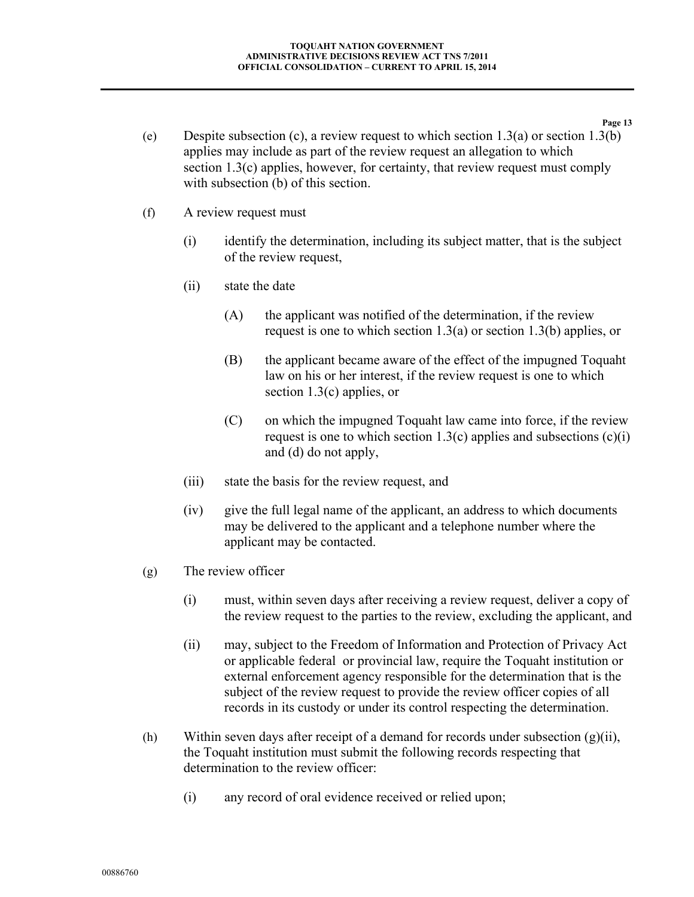(e) Despite subsection (c), a review request to which section 1.3(a) or section 1.3(b) applies may include as part of the review request an allegation to which section 1.3(c) applies, however, for certainty, that review request must comply with subsection (b) of this section.

(f) A review request must

  (i) identify the determination, including its subject matter, that is the subject of the review request,

  (ii) state the date

    (A) the applicant was notified of the determination, if the review request is one to which section 1.3(a) or section 1.3(b) applies, or

    (B) the applicant became aware of the effect of the impugned Toquaht law on his or her interest, if the review request is one to which section 1.3(c) applies, or

    (C) on which the impugned Toquaht law came into force, if the review request is one to which section 1.3(c) applies and subsections (c)(i) and (d) do not apply,

  (iii) state the basis for the review request, and

  (iv) give the full legal name of the applicant, an address to which documents may be delivered to the applicant and a telephone number where the applicant may be contacted.

(g) The review officer

  (i) must, within seven days after receiving a review request, deliver a copy of the review request to the parties to the review, excluding the applicant, and

  (ii) may, subject to the Freedom of Information and Protection of Privacy Act or applicable federal or provincial law, require the Toquaht institution or external enforcement agency responsible for the determination that is the subject of the review request to provide the review officer copies of all records in its custody or under its control respecting the determination.

(h) Within seven days after receipt of a demand for records under subsection (g)(ii), the Toquaht institution must submit the following records respecting that determination to the review officer:

  (i) any record of oral evidence received or relied upon;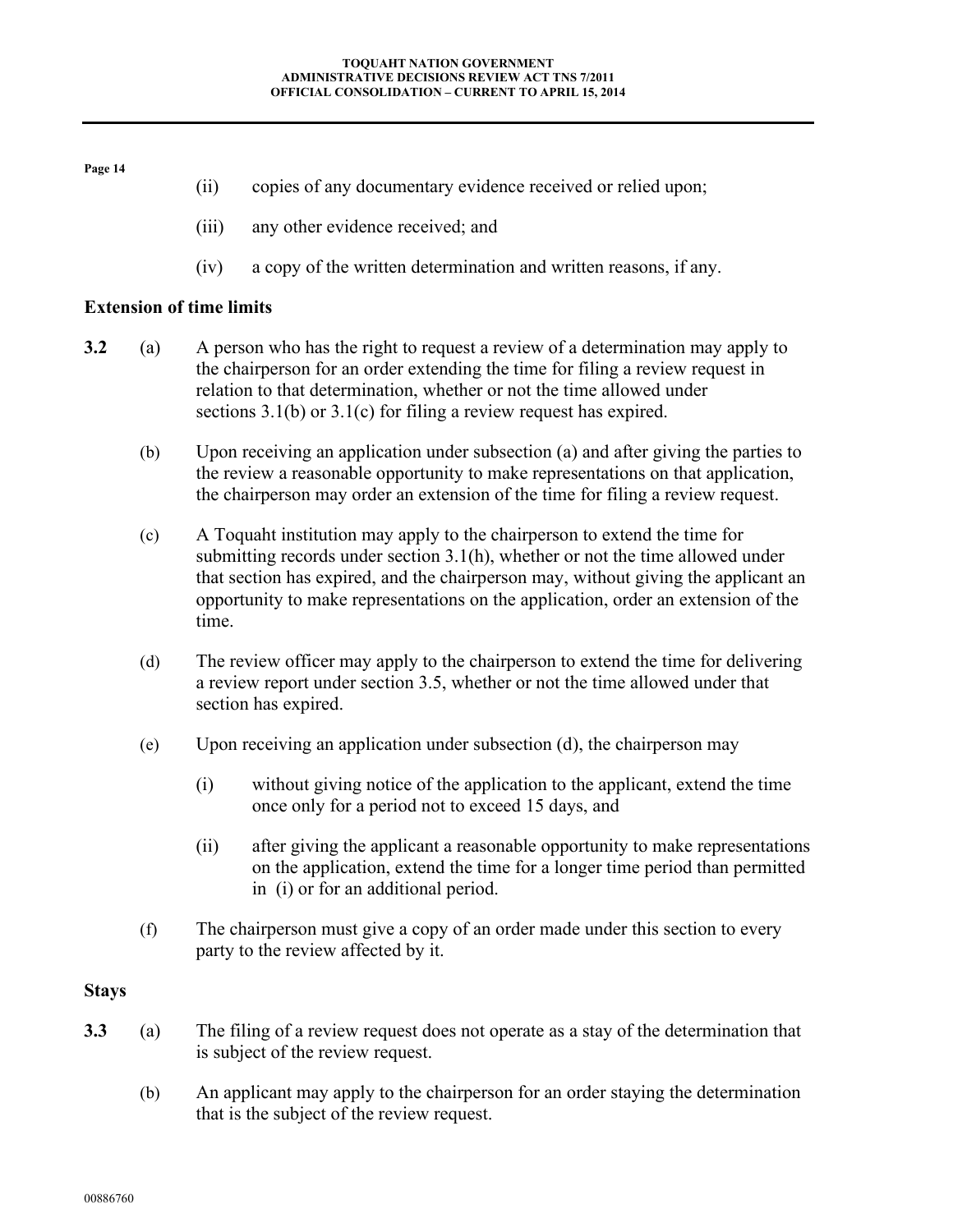(ii) copies of any documentary evidence received or relied upon;

(iii) any other evidence received; and

(iv) a copy of the written determination and written reasons, if any.

### Extension of time limits

**3.2** (a) A person who has the right to request a review of a determination may apply to the chairperson for an order extending the time for filing a review request in relation to that determination, whether or not the time allowed under sections 3.1(b) or 3.1(c) for filing a review request has expired.

(b) Upon receiving an application under subsection (a) and after giving the parties to the review a reasonable opportunity to make representations on that application, the chairperson may order an extension of the time for filing a review request.

(c) A Toquaht institution may apply to the chairperson to extend the time for submitting records under section 3.1(h), whether or not the time allowed under that section has expired, and the chairperson may, without giving the applicant an opportunity to make representations on the application, order an extension of the time.

(d) The review officer may apply to the chairperson to extend the time for delivering a review report under section 3.5, whether or not the time allowed under that section has expired.

(e) Upon receiving an application under subsection (d), the chairperson may

(i) without giving notice of the application to the applicant, extend the time once only for a period not to exceed 15 days, and

(ii) after giving the applicant a reasonable opportunity to make representations on the application, extend the time for a longer time period than permitted in (i) or for an additional period.

(f) The chairperson must give a copy of an order made under this section to every party to the review affected by it.

### Stays

**3.3** (a) The filing of a review request does not operate as a stay of the determination that is subject of the review request.

(b) An applicant may apply to the chairperson for an order staying the determination that is the subject of the review request.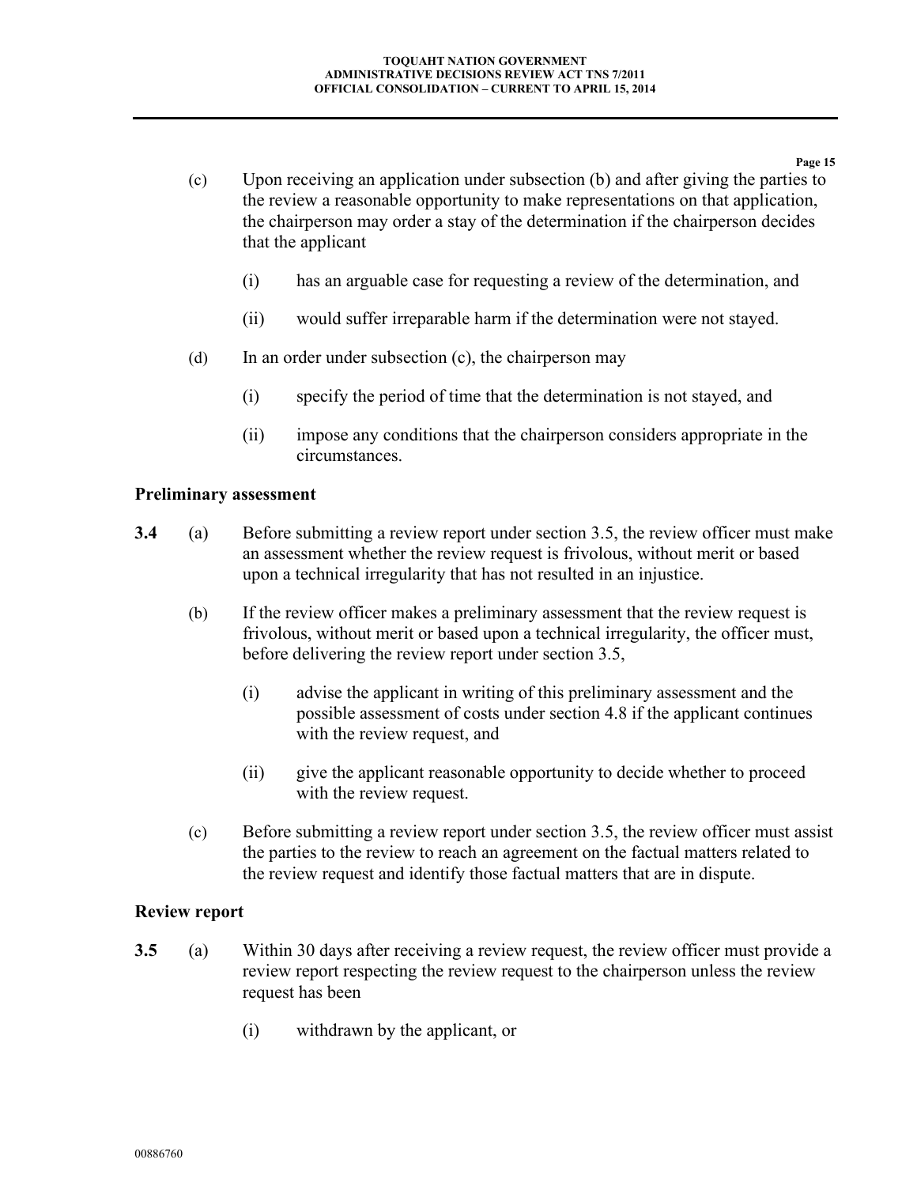(c) Upon receiving an application under subsection (b) and after giving the parties to the review a reasonable opportunity to make representations on that application, the chairperson may order a stay of the determination if the chairperson decides that the applicant

(i) has an arguable case for requesting a review of the determination, and

(ii) would suffer irreparable harm if the determination were not stayed.

(d) In an order under subsection (c), the chairperson may

(i) specify the period of time that the determination is not stayed, and

(ii) impose any conditions that the chairperson considers appropriate in the circumstances.

### Preliminary assessment

**3.4** (a) Before submitting a review report under section 3.5, the review officer must make an assessment whether the review request is frivolous, without merit or based upon a technical irregularity that has not resulted in an injustice.

(b) If the review officer makes a preliminary assessment that the review request is frivolous, without merit or based upon a technical irregularity, the officer must, before delivering the review report under section 3.5,

(i) advise the applicant in writing of this preliminary assessment and the possible assessment of costs under section 4.8 if the applicant continues with the review request, and

(ii) give the applicant reasonable opportunity to decide whether to proceed with the review request.

(c) Before submitting a review report under section 3.5, the review officer must assist the parties to the review to reach an agreement on the factual matters related to the review request and identify those factual matters that are in dispute.

### Review report

**3.5** (a) Within 30 days after receiving a review request, the review officer must provide a review report respecting the review request to the chairperson unless the review request has been

(i) withdrawn by the applicant, or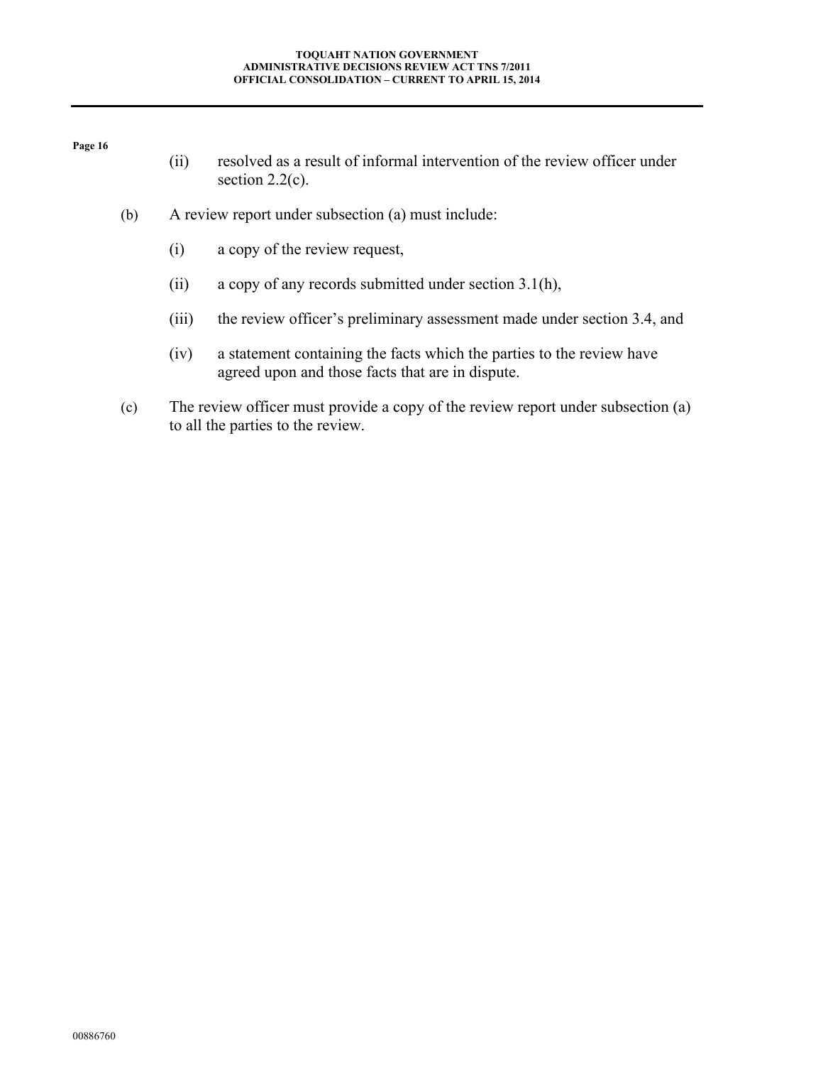(ii) resolved as a result of informal intervention of the review officer under section 2.2(c).

(b) A review report under subsection (a) must include:

(i) a copy of the review request,

(ii) a copy of any records submitted under section 3.1(h),

(iii) the review officer's preliminary assessment made under section 3.4, and

(iv) a statement containing the facts which the parties to the review have agreed upon and those facts that are in dispute.

(c) The review officer must provide a copy of the review report under subsection (a) to all the parties to the review.

00886760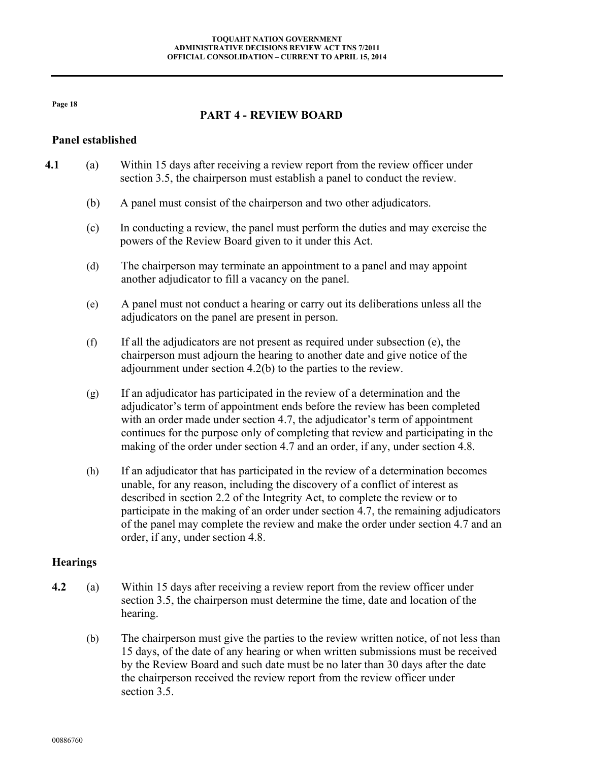## PART 4 - REVIEW BOARD

### Panel established

**4.1** (a) Within 15 days after receiving a review report from the review officer under section 3.5, the chairperson must establish a panel to conduct the review.

(b) A panel must consist of the chairperson and two other adjudicators.

(c) In conducting a review, the panel must perform the duties and may exercise the powers of the Review Board given to it under this Act.

(d) The chairperson may terminate an appointment to a panel and may appoint another adjudicator to fill a vacancy on the panel.

(e) A panel must not conduct a hearing or carry out its deliberations unless all the adjudicators on the panel are present in person.

(f) If all the adjudicators are not present as required under subsection (e), the chairperson must adjourn the hearing to another date and give notice of the adjournment under section 4.2(b) to the parties to the review.

(g) If an adjudicator has participated in the review of a determination and the adjudicator's term of appointment ends before the review has been completed with an order made under section 4.7, the adjudicator's term of appointment continues for the purpose only of completing that review and participating in the making of the order under section 4.7 and an order, if any, under section 4.8.

(h) If an adjudicator that has participated in the review of a determination becomes unable, for any reason, including the discovery of a conflict of interest as described in section 2.2 of the Integrity Act, to complete the review or to participate in the making of an order under section 4.7, the remaining adjudicators of the panel may complete the review and make the order under section 4.7 and an order, if any, under section 4.8.

### Hearings

**4.2** (a) Within 15 days after receiving a review report from the review officer under section 3.5, the chairperson must determine the time, date and location of the hearing.

(b) The chairperson must give the parties to the review written notice, of not less than 15 days, of the date of any hearing or when written submissions must be received by the Review Board and such date must be no later than 30 days after the date the chairperson received the review report from the review officer under section 3.5.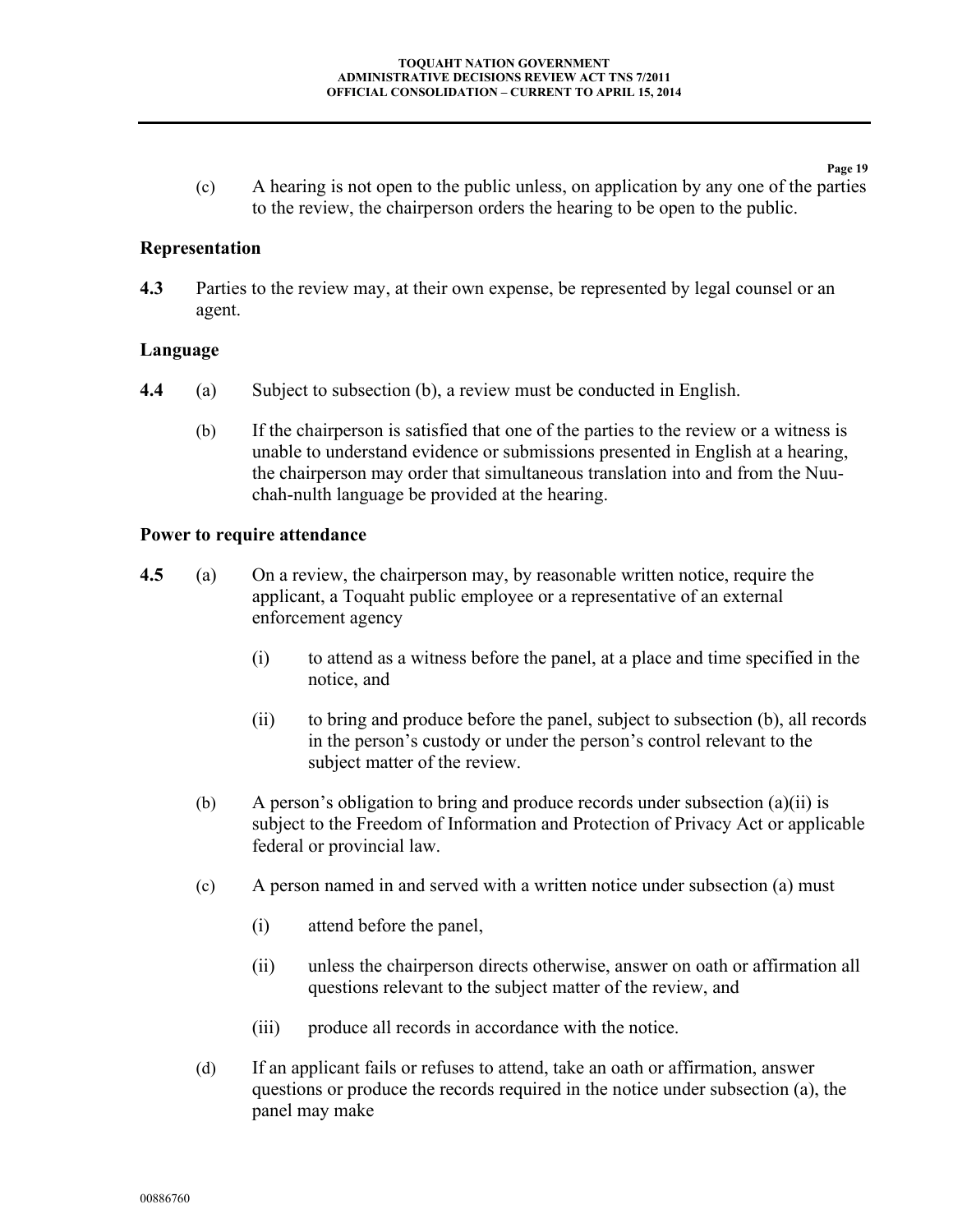(c) A hearing is not open to the public unless, on application by any one of the parties to the review, the chairperson orders the hearing to be open to the public.

### Representation

**4.3** Parties to the review may, at their own expense, be represented by legal counsel or an agent.

### Language

**4.4** (a) Subject to subsection (b), a review must be conducted in English.

(b) If the chairperson is satisfied that one of the parties to the review or a witness is unable to understand evidence or submissions presented in English at a hearing, the chairperson may order that simultaneous translation into and from the Nuu-chah-nulth language be provided at the hearing.

### Power to require attendance

**4.5** (a) On a review, the chairperson may, by reasonable written notice, require the applicant, a Toquaht public employee or a representative of an external enforcement agency

(i) to attend as a witness before the panel, at a place and time specified in the notice, and

(ii) to bring and produce before the panel, subject to subsection (b), all records in the person's custody or under the person's control relevant to the subject matter of the review.

(b) A person's obligation to bring and produce records under subsection (a)(ii) is subject to the Freedom of Information and Protection of Privacy Act or applicable federal or provincial law.

(c) A person named in and served with a written notice under subsection (a) must

(i) attend before the panel,

(ii) unless the chairperson directs otherwise, answer on oath or affirmation all questions relevant to the subject matter of the review, and

(iii) produce all records in accordance with the notice.

(d) If an applicant fails or refuses to attend, take an oath or affirmation, answer questions or produce the records required in the notice under subsection (a), the panel may make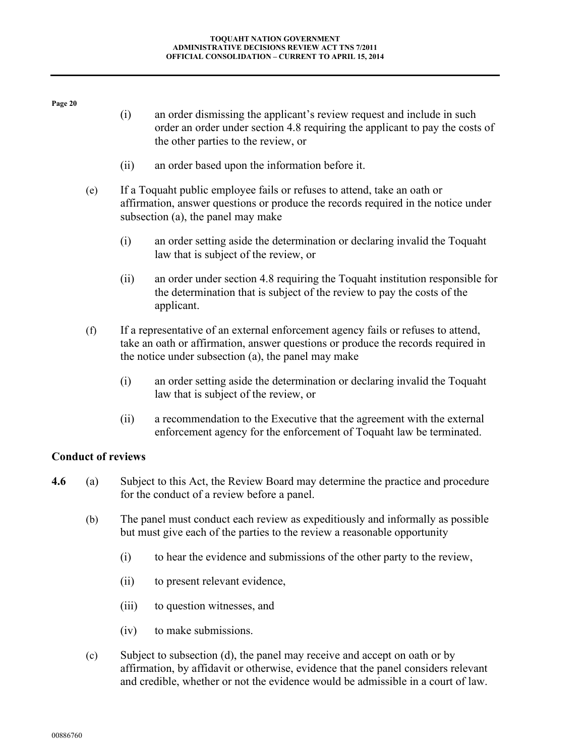(i) an order dismissing the applicant's review request and include in such order an order under section 4.8 requiring the applicant to pay the costs of the other parties to the review, or

(ii) an order based upon the information before it.

(e) If a Toquaht public employee fails or refuses to attend, take an oath or affirmation, answer questions or produce the records required in the notice under subsection (a), the panel may make

(i) an order setting aside the determination or declaring invalid the Toquaht law that is subject of the review, or

(ii) an order under section 4.8 requiring the Toquaht institution responsible for the determination that is subject of the review to pay the costs of the applicant.

(f) If a representative of an external enforcement agency fails or refuses to attend, take an oath or affirmation, answer questions or produce the records required in the notice under subsection (a), the panel may make

(i) an order setting aside the determination or declaring invalid the Toquaht law that is subject of the review, or

(ii) a recommendation to the Executive that the agreement with the external enforcement agency for the enforcement of Toquaht law be terminated.

**Conduct of reviews**

**4.6** (a) Subject to this Act, the Review Board may determine the practice and procedure for the conduct of a review before a panel.

(b) The panel must conduct each review as expeditiously and informally as possible but must give each of the parties to the review a reasonable opportunity

(i) to hear the evidence and submissions of the other party to the review,

(ii) to present relevant evidence,

(iii) to question witnesses, and

(iv) to make submissions.

(c) Subject to subsection (d), the panel may receive and accept on oath or by affirmation, by affidavit or otherwise, evidence that the panel considers relevant and credible, whether or not the evidence would be admissible in a court of law.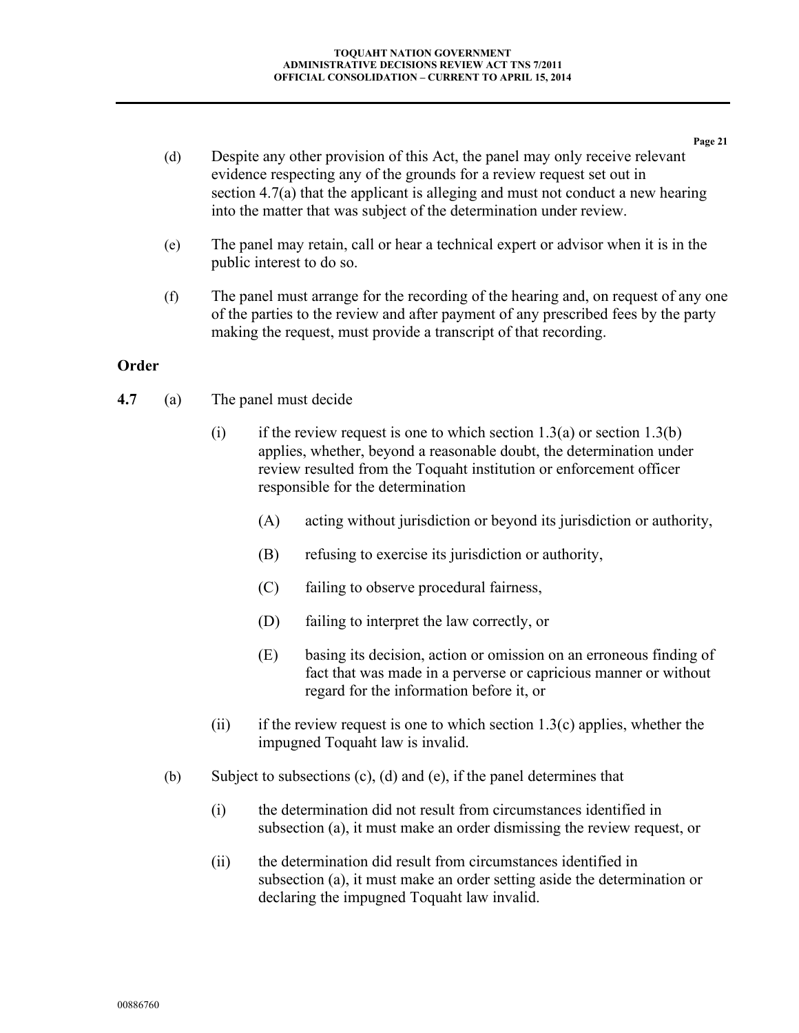(d) Despite any other provision of this Act, the panel may only receive relevant evidence respecting any of the grounds for a review request set out in section 4.7(a) that the applicant is alleging and must not conduct a new hearing into the matter that was subject of the determination under review.

(e) The panel may retain, call or hear a technical expert or advisor when it is in the public interest to do so.

(f) The panel must arrange for the recording of the hearing and, on request of any one of the parties to the review and after payment of any prescribed fees by the party making the request, must provide a transcript of that recording.

### Order

**4.7** (a) The panel must decide

(i) if the review request is one to which section 1.3(a) or section 1.3(b) applies, whether, beyond a reasonable doubt, the determination under review resulted from the Toquaht institution or enforcement officer responsible for the determination

(A) acting without jurisdiction or beyond its jurisdiction or authority,

(B) refusing to exercise its jurisdiction or authority,

(C) failing to observe procedural fairness,

(D) failing to interpret the law correctly, or

(E) basing its decision, action or omission on an erroneous finding of fact that was made in a perverse or capricious manner or without regard for the information before it, or

(ii) if the review request is one to which section 1.3(c) applies, whether the impugned Toquaht law is invalid.

(b) Subject to subsections (c), (d) and (e), if the panel determines that

(i) the determination did not result from circumstances identified in subsection (a), it must make an order dismissing the review request, or

(ii) the determination did result from circumstances identified in subsection (a), it must make an order setting aside the determination or declaring the impugned Toquaht law invalid.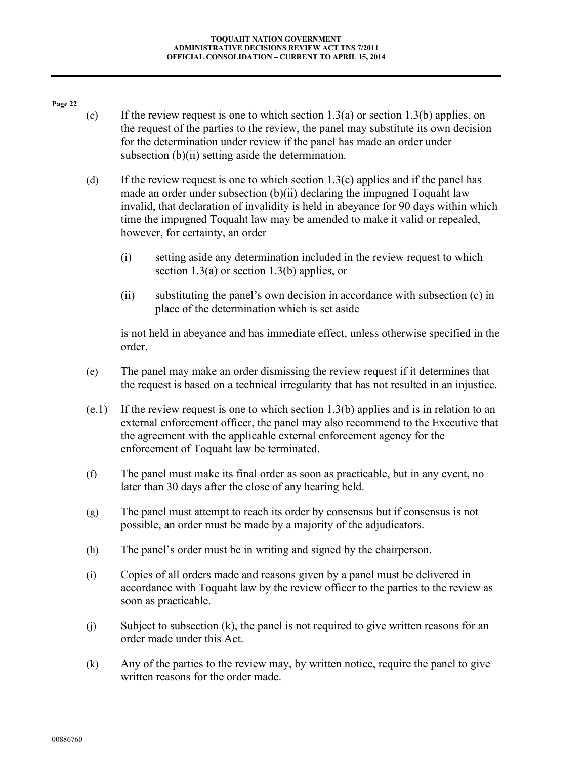(c) If the review request is one to which section 1.3(a) or section 1.3(b) applies, on the request of the parties to the review, the panel may substitute its own decision for the determination under review if the panel has made an order under subsection (b)(ii) setting aside the determination.

(d) If the review request is one to which section 1.3(c) applies and if the panel has made an order under subsection (b)(ii) declaring the impugned Toquaht law invalid, that declaration of invalidity is held in abeyance for 90 days within which time the impugned Toquaht law may be amended to make it valid or repealed, however, for certainty, an order

   (i) setting aside any determination included in the review request to which section 1.3(a) or section 1.3(b) applies, or

   (ii) substituting the panel's own decision in accordance with subsection (c) in place of the determination which is set aside

   is not held in abeyance and has immediate effect, unless otherwise specified in the order.

(e) The panel may make an order dismissing the review request if it determines that the request is based on a technical irregularity that has not resulted in an injustice.

(e.1) If the review request is one to which section 1.3(b) applies and is in relation to an external enforcement officer, the panel may also recommend to the Executive that the agreement with the applicable external enforcement agency for the enforcement of Toquaht law be terminated.

(f) The panel must make its final order as soon as practicable, but in any event, no later than 30 days after the close of any hearing held.

(g) The panel must attempt to reach its order by consensus but if consensus is not possible, an order must be made by a majority of the adjudicators.

(h) The panel's order must be in writing and signed by the chairperson.

(i) Copies of all orders made and reasons given by a panel must be delivered in accordance with Toquaht law by the review officer to the parties to the review as soon as practicable.

(j) Subject to subsection (k), the panel is not required to give written reasons for an order made under this Act.

(k) Any of the parties to the review may, by written notice, require the panel to give written reasons for the order made.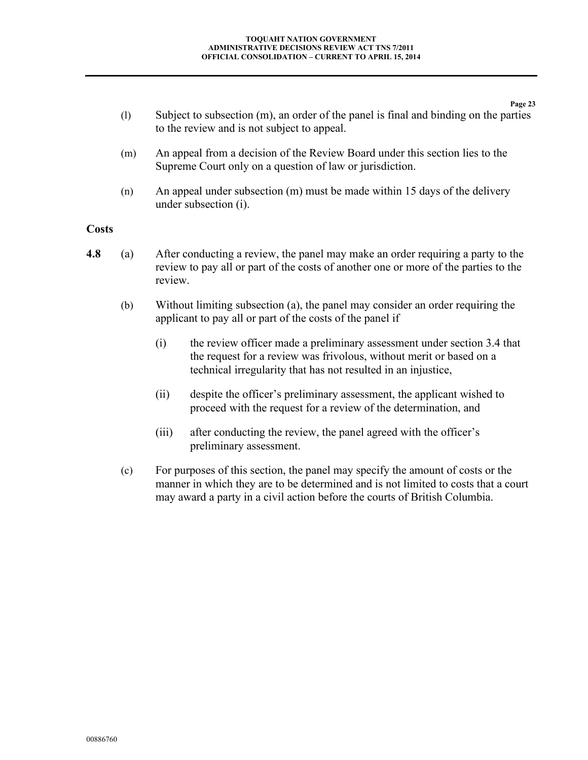(l) Subject to subsection (m), an order of the panel is final and binding on the parties to the review and is not subject to appeal.

(m) An appeal from a decision of the Review Board under this section lies to the Supreme Court only on a question of law or jurisdiction.

(n) An appeal under subsection (m) must be made within 15 days of the delivery under subsection (i).

**Costs**

**4.8** (a) After conducting a review, the panel may make an order requiring a party to the review to pay all or part of the costs of another one or more of the parties to the review.

(b) Without limiting subsection (a), the panel may consider an order requiring the applicant to pay all or part of the costs of the panel if

(i) the review officer made a preliminary assessment under section 3.4 that the request for a review was frivolous, without merit or based on a technical irregularity that has not resulted in an injustice,

(ii) despite the officer's preliminary assessment, the applicant wished to proceed with the request for a review of the determination, and

(iii) after conducting the review, the panel agreed with the officer's preliminary assessment.

(c) For purposes of this section, the panel may specify the amount of costs or the manner in which they are to be determined and is not limited to costs that a court may award a party in a civil action before the courts of British Columbia.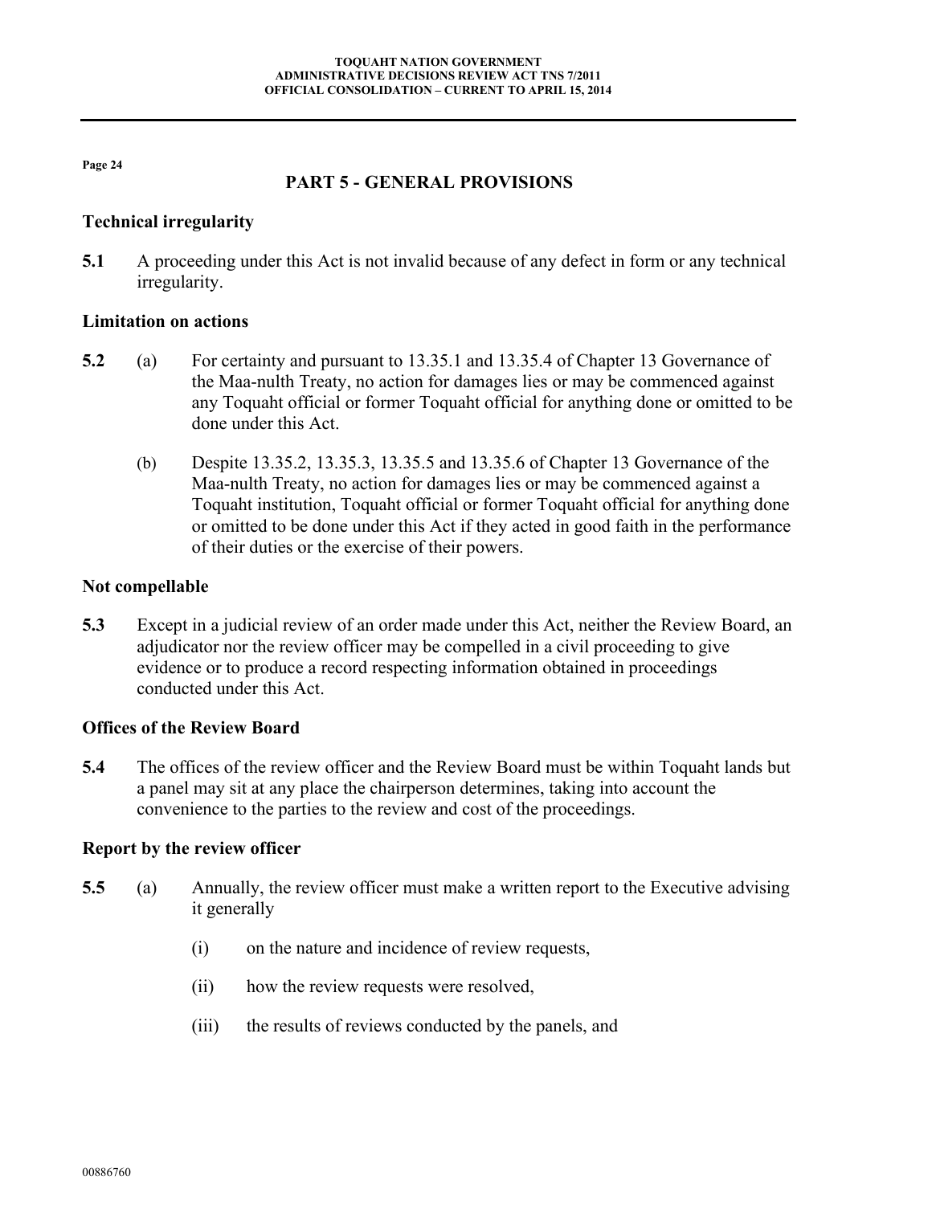## PART 5 - GENERAL PROVISIONS

### Technical irregularity

**5.1** A proceeding under this Act is not invalid because of any defect in form or any technical irregularity.

### Limitation on actions

**5.2** (a) For certainty and pursuant to 13.35.1 and 13.35.4 of Chapter 13 Governance of the Maa-nulth Treaty, no action for damages lies or may be commenced against any Toquaht official or former Toquaht official for anything done or omitted to be done under this Act.

(b) Despite 13.35.2, 13.35.3, 13.35.5 and 13.35.6 of Chapter 13 Governance of the Maa-nulth Treaty, no action for damages lies or may be commenced against a Toquaht institution, Toquaht official or former Toquaht official for anything done or omitted to be done under this Act if they acted in good faith in the performance of their duties or the exercise of their powers.

### Not compellable

**5.3** Except in a judicial review of an order made under this Act, neither the Review Board, an adjudicator nor the review officer may be compelled in a civil proceeding to give evidence or to produce a record respecting information obtained in proceedings conducted under this Act.

### Offices of the Review Board

**5.4** The offices of the review officer and the Review Board must be within Toquaht lands but a panel may sit at any place the chairperson determines, taking into account the convenience to the parties to the review and cost of the proceedings.

### Report by the review officer

**5.5** (a) Annually, the review officer must make a written report to the Executive advising it generally

(i) on the nature and incidence of review requests,

(ii) how the review requests were resolved,

(iii) the results of reviews conducted by the panels, and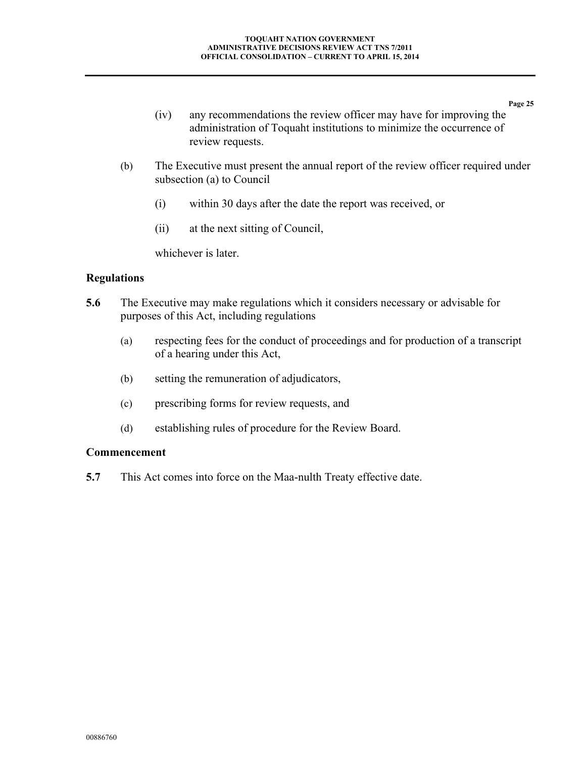(iv) any recommendations the review officer may have for improving the administration of Toquaht institutions to minimize the occurrence of review requests.

(b) The Executive must present the annual report of the review officer required under subsection (a) to Council

(i) within 30 days after the date the report was received, or

(ii) at the next sitting of Council,

whichever is later.

### Regulations

**5.6** The Executive may make regulations which it considers necessary or advisable for purposes of this Act, including regulations

(a) respecting fees for the conduct of proceedings and for production of a transcript of a hearing under this Act,

(b) setting the remuneration of adjudicators,

(c) prescribing forms for review requests, and

(d) establishing rules of procedure for the Review Board.

### Commencement

**5.7** This Act comes into force on the Maa-nulth Treaty effective date.

00886760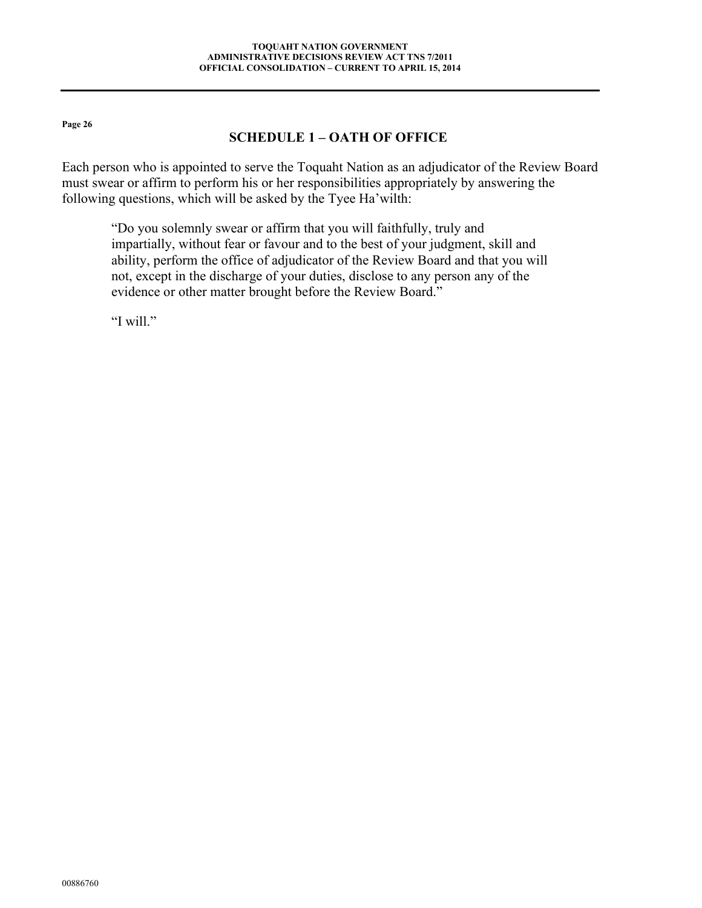## SCHEDULE 1 – OATH OF OFFICE

Each person who is appointed to serve the Toquaht Nation as an adjudicator of the Review Board must swear or affirm to perform his or her responsibilities appropriately by answering the following questions, which will be asked by the Tyee Ha'wilth:

> "Do you solemnly swear or affirm that you will faithfully, truly and impartially, without fear or favour and to the best of your judgment, skill and ability, perform the office of adjudicator of the Review Board and that you will not, except in the discharge of your duties, disclose to any person any of the evidence or other matter brought before the Review Board."
>
> "I will."

00886760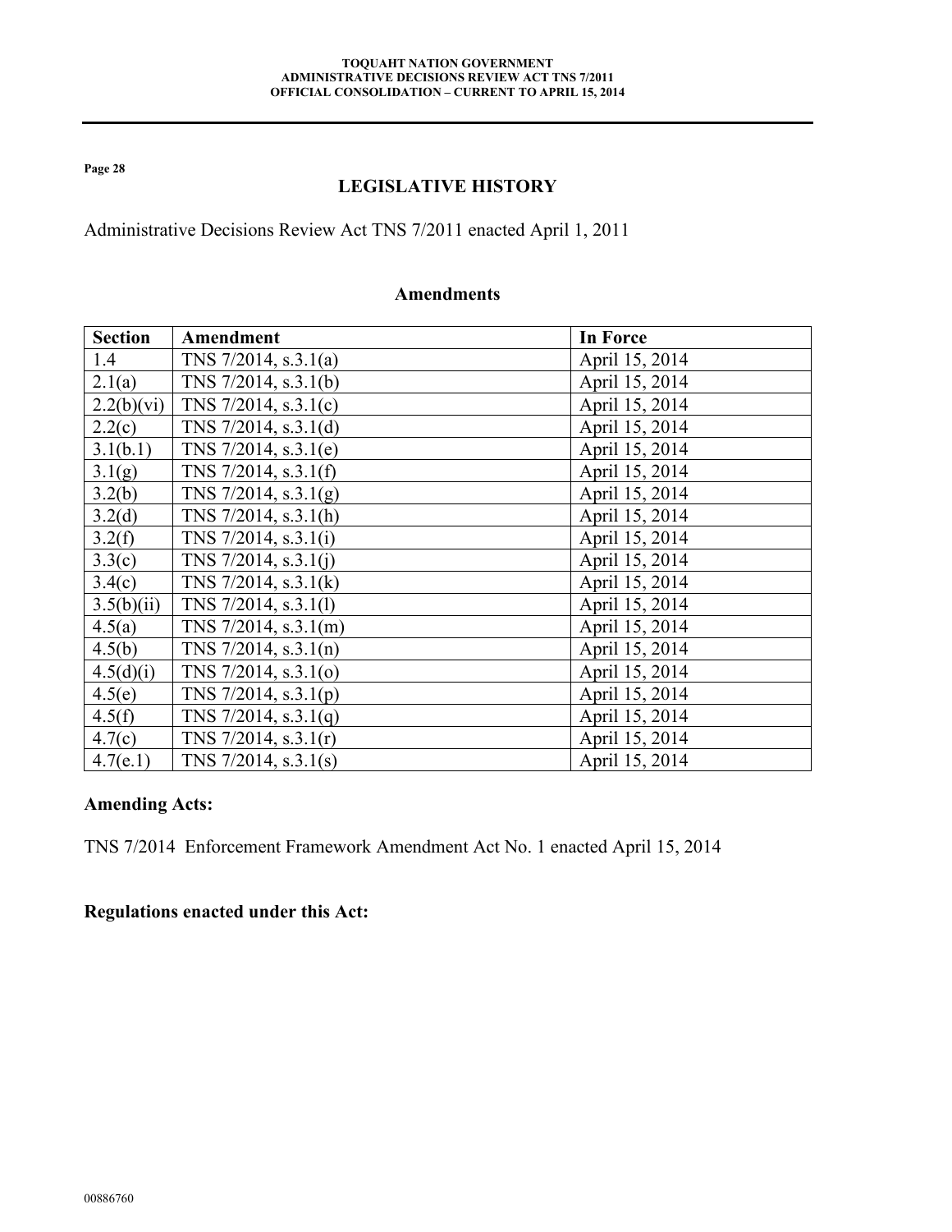## LEGISLATIVE HISTORY

Administrative Decisions Review Act TNS 7/2011 enacted April 1, 2011

### Amendments

| Section | Amendment | In Force |
|---|---|---|
| 1.4 | TNS 7/2014, s.3.1(a) | April 15, 2014 |
| 2.1(a) | TNS 7/2014, s.3.1(b) | April 15, 2014 |
| 2.2(b)(vi) | TNS 7/2014, s.3.1(c) | April 15, 2014 |
| 2.2(c) | TNS 7/2014, s.3.1(d) | April 15, 2014 |
| 3.1(b.1) | TNS 7/2014, s.3.1(e) | April 15, 2014 |
| 3.1(g) | TNS 7/2014, s.3.1(f) | April 15, 2014 |
| 3.2(b) | TNS 7/2014, s.3.1(g) | April 15, 2014 |
| 3.2(d) | TNS 7/2014, s.3.1(h) | April 15, 2014 |
| 3.2(f) | TNS 7/2014, s.3.1(i) | April 15, 2014 |
| 3.3(c) | TNS 7/2014, s.3.1(j) | April 15, 2014 |
| 3.4(c) | TNS 7/2014, s.3.1(k) | April 15, 2014 |
| 3.5(b)(ii) | TNS 7/2014, s.3.1(l) | April 15, 2014 |
| 4.5(a) | TNS 7/2014, s.3.1(m) | April 15, 2014 |
| 4.5(b) | TNS 7/2014, s.3.1(n) | April 15, 2014 |
| 4.5(d)(i) | TNS 7/2014, s.3.1(o) | April 15, 2014 |
| 4.5(e) | TNS 7/2014, s.3.1(p) | April 15, 2014 |
| 4.5(f) | TNS 7/2014, s.3.1(q) | April 15, 2014 |
| 4.7(c) | TNS 7/2014, s.3.1(r) | April 15, 2014 |
| 4.7(e.1) | TNS 7/2014, s.3.1(s) | April 15, 2014 |

**Amending Acts:**

TNS 7/2014 Enforcement Framework Amendment Act No. 1 enacted April 15, 2014

**Regulations enacted under this Act:**

00886760